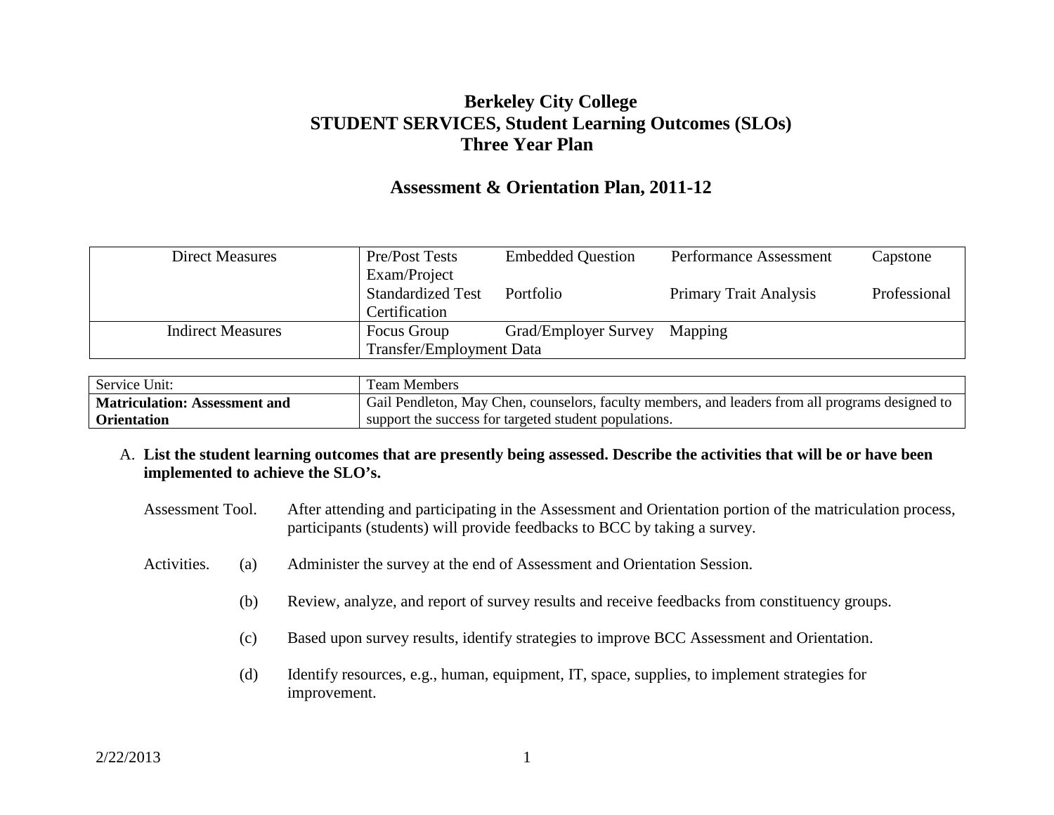# Berkeley City College
# STUDENT SERVICES, Student Learning Outcomes (SLOs)
# Three Year Plan

## Assessment & Orientation Plan, 2011-12

| Direct Measures | Pre/Post Tests Embedded Question Performance Assessment Capstone Exam/Project<br>Standardized Test Portfolio Primary Trait Analysis Professional Certification |
|---|---|
| Indirect Measures | Focus Group Grad/Employer Survey Mapping Transfer/Employment Data |

| Service Unit: | Team Members |
|---|---|
| **Matriculation: Assessment and Orientation** | Gail Pendleton, May Chen, counselors, faculty members, and leaders from all programs designed to support the success for targeted student populations. |

A. **List the student learning outcomes that are presently being assessed. Describe the activities that will be or have been implemented to achieve the SLO's.**

Assessment Tool. After attending and participating in the Assessment and Orientation portion of the matriculation process, participants (students) will provide feedbacks to BCC by taking a survey.

Activities.

(a) Administer the survey at the end of Assessment and Orientation Session.

(b) Review, analyze, and report of survey results and receive feedbacks from constituency groups.

(c) Based upon survey results, identify strategies to improve BCC Assessment and Orientation.

(d) Identify resources, e.g., human, equipment, IT, space, supplies, to implement strategies for improvement.

2/22/2013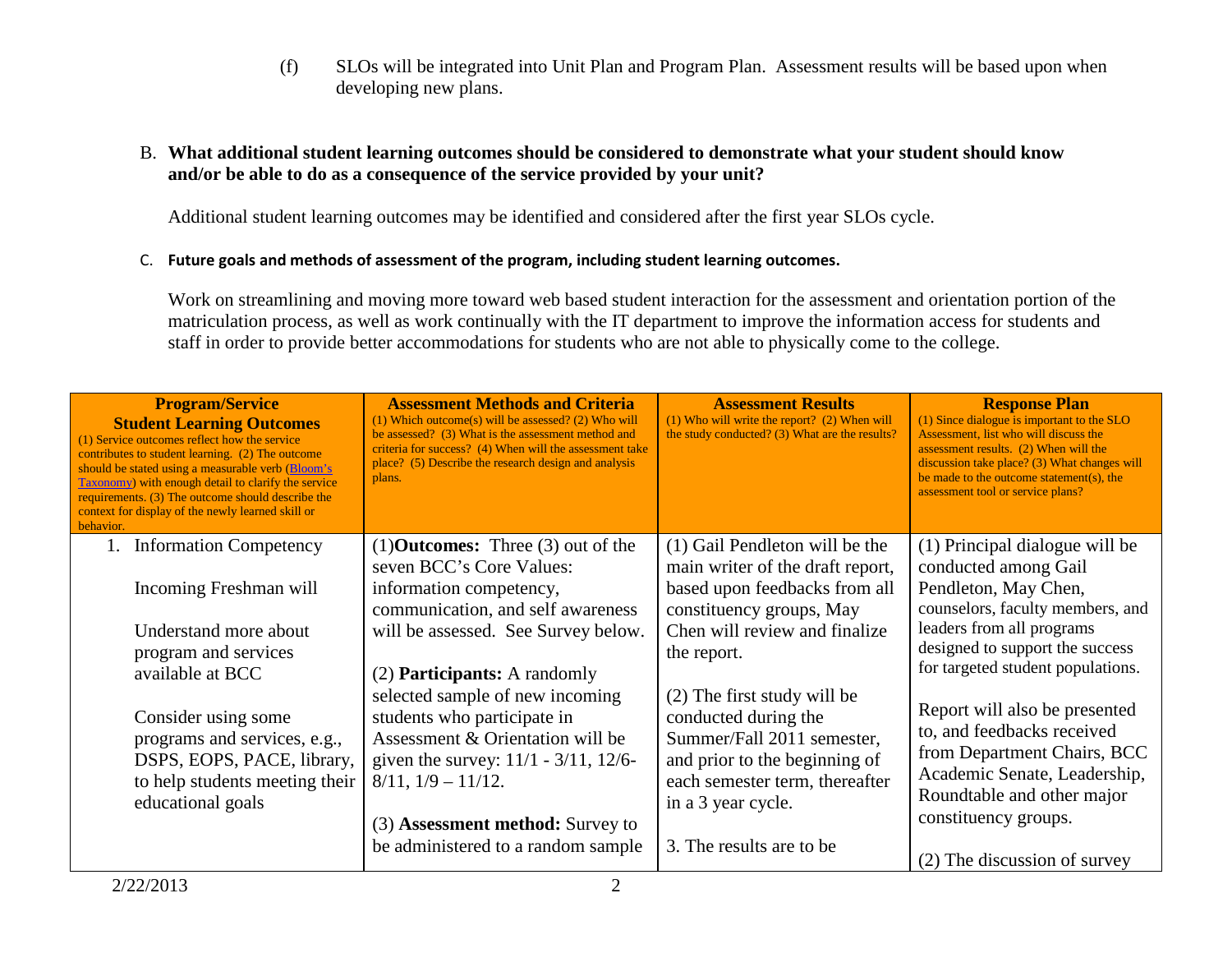(f) SLOs will be integrated into Unit Plan and Program Plan. Assessment results will be based upon when developing new plans.

B. **What additional student learning outcomes should be considered to demonstrate what your student should know and/or be able to do as a consequence of the service provided by your unit?**

Additional student learning outcomes may be identified and considered after the first year SLOs cycle.

C. **Future goals and methods of assessment of the program, including student learning outcomes.**

Work on streamlining and moving more toward web based student interaction for the assessment and orientation portion of the matriculation process, as well as work continually with the IT department to improve the information access for students and staff in order to provide better accommodations for students who are not able to physically come to the college.

| **Program/Service Student Learning Outcomes** (1) Service outcomes reflect how the service contributes to student learning. (2) The outcome should be stated using a measurable verb (Bloom's Taxonomy) with enough detail to clarify the service requirements. (3) The outcome should describe the context for display of the newly learned skill or behavior. | **Assessment Methods and Criteria** (1) Which outcome(s) will be assessed? (2) Who will be assessed? (3) What is the assessment method and criteria for success? (4) When will the assessment take place? (5) Describe the research design and analysis plans. | **Assessment Results** (1) Who will write the report? (2) When will the study conducted? (3) What are the results? | **Response Plan** (1) Since dialogue is important to the SLO Assessment, list who will discuss the assessment results. (2) When will the discussion take place? (3) What changes will be made to the outcome statement(s), the assessment tool or service plans? |
|---|---|---|---|
| 1. Information Competency<br><br>Incoming Freshman will<br><br>Understand more about program and services available at BCC<br><br>Consider using some programs and services, e.g., DSPS, EOPS, PACE, library, to help students meeting their educational goals | (1)**Outcomes:** Three (3) out of the seven BCC's Core Values: information competency, communication, and self awareness will be assessed. See Survey below.<br><br>(2) **Participants:** A randomly selected sample of new incoming students who participate in Assessment & Orientation will be given the survey: 11/1 - 3/11, 12/6-8/11, 1/9 – 11/12.<br><br>(3) **Assessment method:** Survey to be administered to a random sample | (1) Gail Pendleton will be the main writer of the draft report, based upon feedbacks from all constituency groups, May Chen will review and finalize the report.<br><br>(2) The first study will be conducted during the Summer/Fall 2011 semester, and prior to the beginning of each semester term, thereafter in a 3 year cycle.<br><br>3. The results are to be | (1) Principal dialogue will be conducted among Gail Pendleton, May Chen, counselors, faculty members, and leaders from all programs designed to support the success for targeted student populations.<br><br>Report will also be presented to, and feedbacks received from Department Chairs, BCC Academic Senate, Leadership, Roundtable and other major constituency groups.<br><br>(2) The discussion of survey |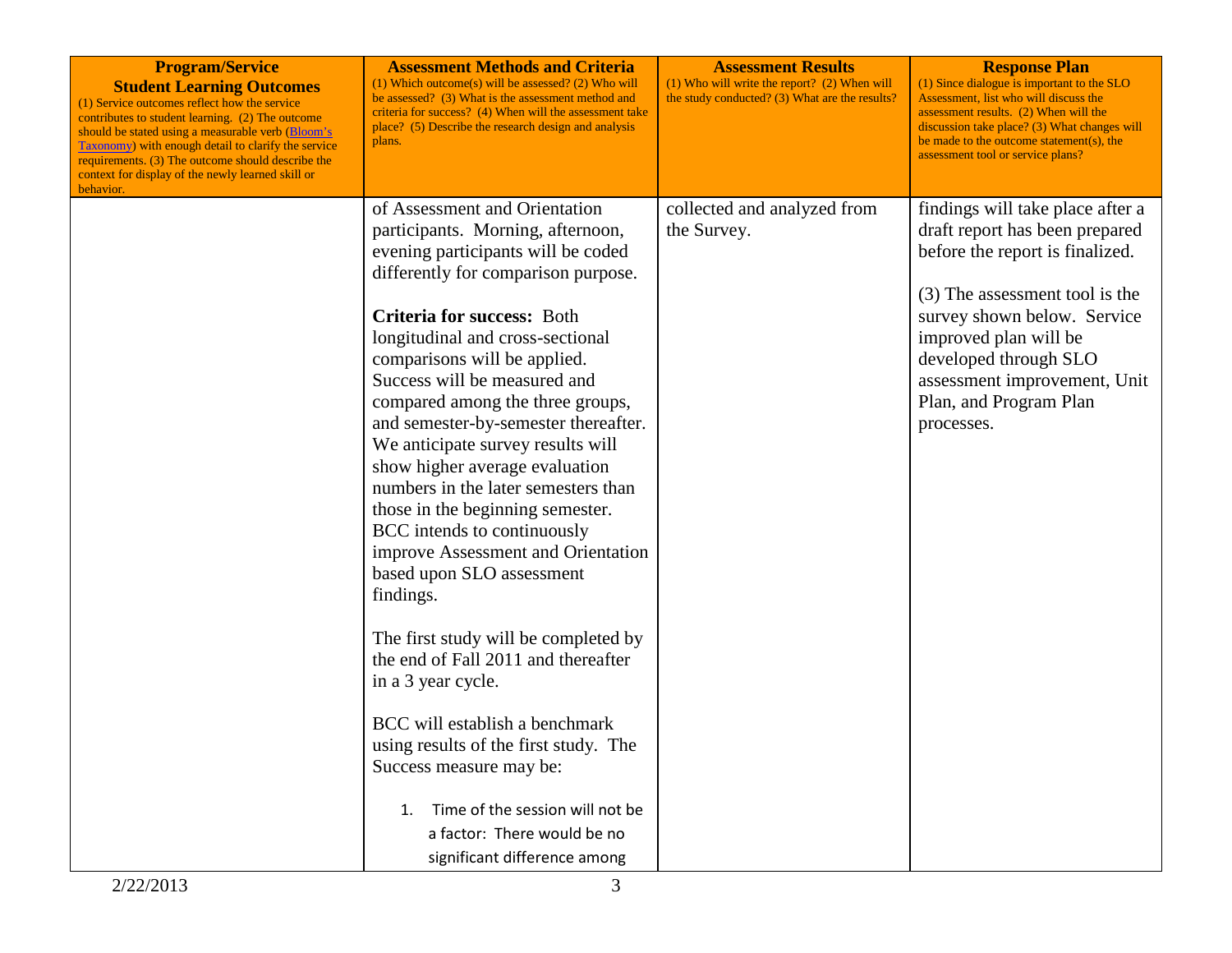| **Program/Service Student Learning Outcomes** (1) Service outcomes reflect how the service contributes to student learning. (2) The outcome should be stated using a measurable verb (Bloom's Taxonomy) with enough detail to clarify the service requirements. (3) The outcome should describe the context for display of the newly learned skill or behavior. | **Assessment Methods and Criteria** (1) Which outcome(s) will be assessed? (2) Who will be assessed? (3) What is the assessment method and criteria for success? (4) When will the assessment take place? (5) Describe the research design and analysis plans. | **Assessment Results** (1) Who will write the report? (2) When will the study conducted? (3) What are the results? | **Response Plan** (1) Since dialogue is important to the SLO Assessment, list who will discuss the assessment results. (2) When will the discussion take place? (3) What changes will be made to the outcome statement(s), the assessment tool or service plans? |
|---|---|---|---|
| | of Assessment and Orientation participants. Morning, afternoon, evening participants will be coded differently for comparison purpose.<br><br>**Criteria for success:** Both longitudinal and cross-sectional comparisons will be applied. Success will be measured and compared among the three groups, and semester-by-semester thereafter. We anticipate survey results will show higher average evaluation numbers in the later semesters than those in the beginning semester. BCC intends to continuously improve Assessment and Orientation based upon SLO assessment findings.<br><br>The first study will be completed by the end of Fall 2011 and thereafter in a 3 year cycle.<br><br>BCC will establish a benchmark using results of the first study. The Success measure may be:<br><br>1. Time of the session will not be a factor: There would be no significant difference among | collected and analyzed from the Survey. | findings will take place after a draft report has been prepared before the report is finalized.<br><br>(3) The assessment tool is the survey shown below. Service improved plan will be developed through SLO assessment improvement, Unit Plan, and Program Plan processes. |

2/22/2013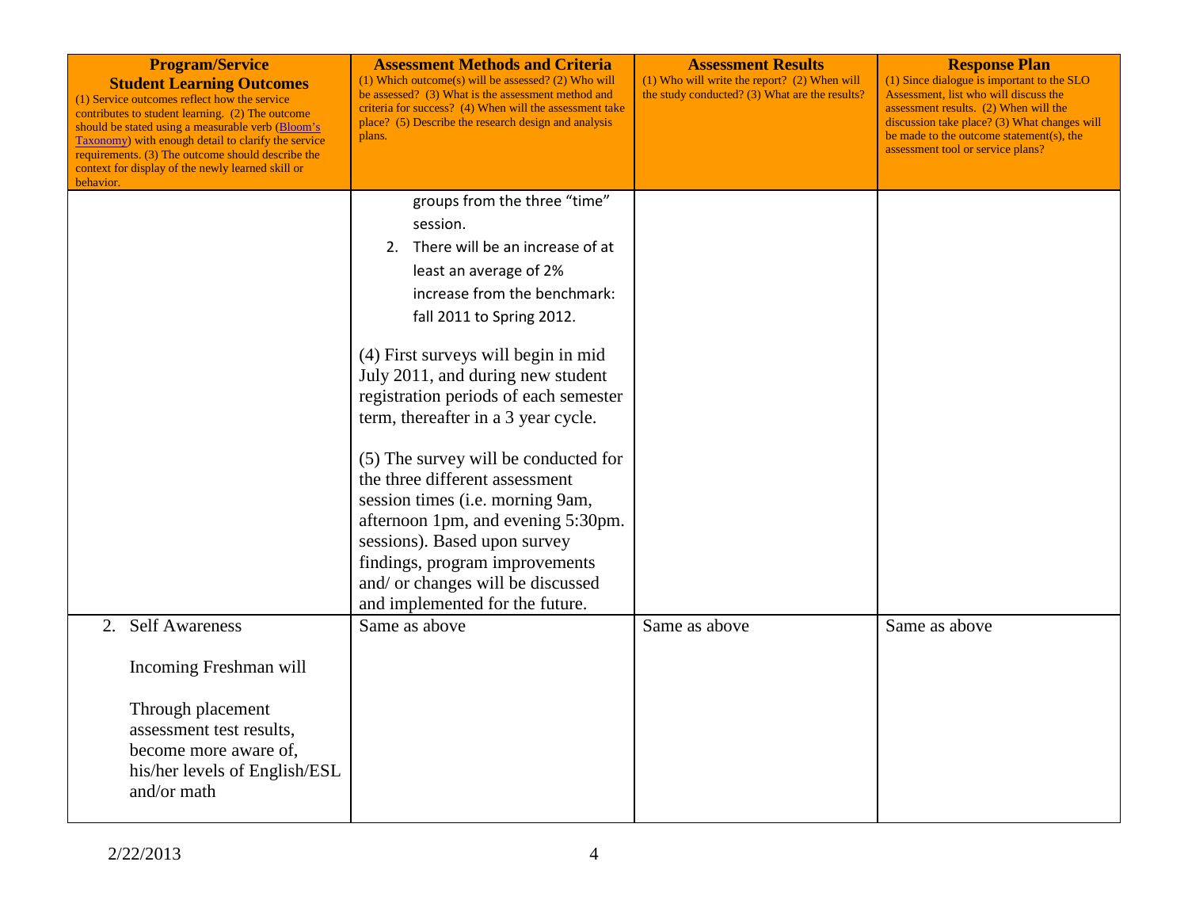| **Program/Service Student Learning Outcomes** (1) Service outcomes reflect how the service contributes to student learning. (2) The outcome should be stated using a measurable verb (Bloom's Taxonomy) with enough detail to clarify the service requirements. (3) The outcome should describe the context for display of the newly learned skill or behavior. | **Assessment Methods and Criteria** (1) Which outcome(s) will be assessed? (2) Who will be assessed? (3) What is the assessment method and criteria for success? (4) When will the assessment take place? (5) Describe the research design and analysis plans. | **Assessment Results** (1) Who will write the report? (2) When will the study conducted? (3) What are the results? | **Response Plan** (1) Since dialogue is important to the SLO Assessment, list who will discuss the assessment results. (2) When will the discussion take place? (3) What changes will be made to the outcome statement(s), the assessment tool or service plans? |
|---|---|---|---|
| | groups from the three "time" session.<br>2. There will be an increase of at least an average of 2% increase from the benchmark: fall 2011 to Spring 2012.<br><br>(4) First surveys will begin in mid July 2011, and during new student registration periods of each semester term, thereafter in a 3 year cycle.<br><br>(5) The survey will be conducted for the three different assessment session times (i.e. morning 9am, afternoon 1pm, and evening 5:30pm. sessions). Based upon survey findings, program improvements and/ or changes will be discussed and implemented for the future. | | |
| 2. Self Awareness<br><br>Incoming Freshman will<br><br>Through placement assessment test results, become more aware of, his/her levels of English/ESL and/or math | Same as above | Same as above | Same as above |

2/22/2013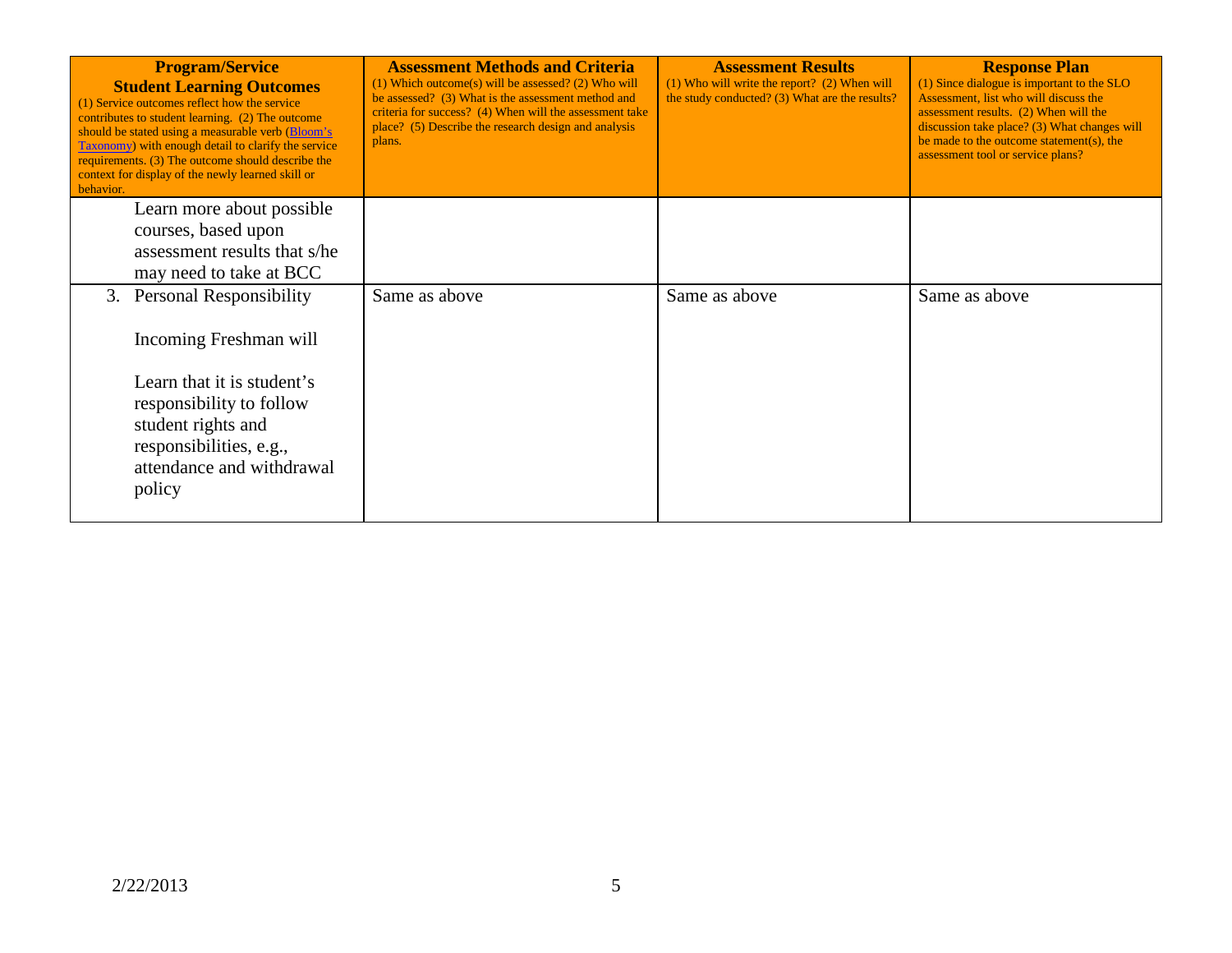| **Program/Service Student Learning Outcomes** (1) Service outcomes reflect how the service contributes to student learning. (2) The outcome should be stated using a measurable verb (Bloom's Taxonomy) with enough detail to clarify the service requirements. (3) The outcome should describe the context for display of the newly learned skill or behavior. | **Assessment Methods and Criteria** (1) Which outcome(s) will be assessed? (2) Who will be assessed? (3) What is the assessment method and criteria for success? (4) When will the assessment take place? (5) Describe the research design and analysis plans. | **Assessment Results** (1) Who will write the report? (2) When will the study conducted? (3) What are the results? | **Response Plan** (1) Since dialogue is important to the SLO Assessment, list who will discuss the assessment results. (2) When will the discussion take place? (3) What changes will be made to the outcome statement(s), the assessment tool or service plans? |
|---|---|---|---|
| Learn more about possible courses, based upon assessment results that s/he may need to take at BCC | | | |
| 3. Personal Responsibility<br><br>Incoming Freshman will<br><br>Learn that it is student's responsibility to follow student rights and responsibilities, e.g., attendance and withdrawal policy | Same as above | Same as above | Same as above |

2/22/2013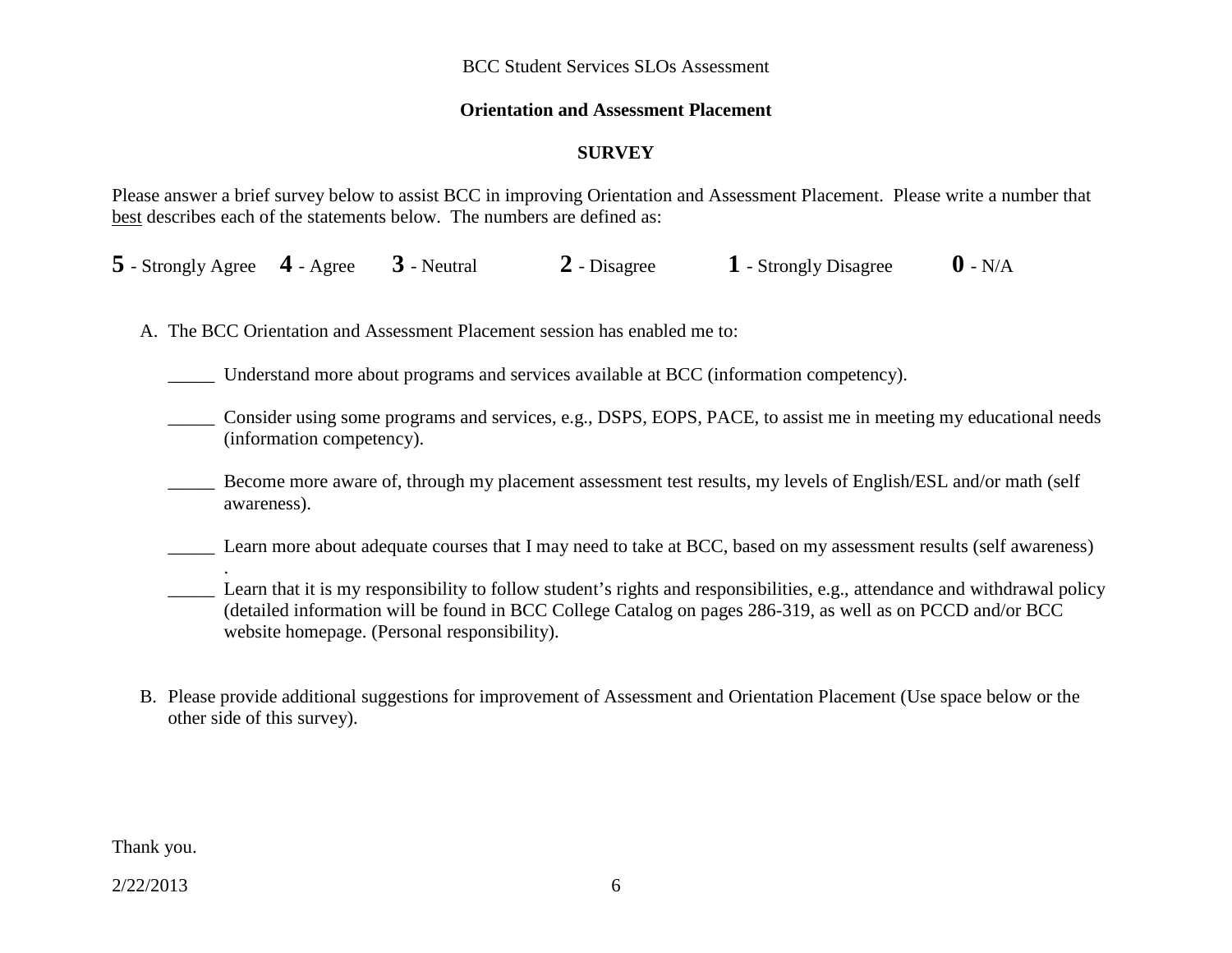BCC Student Services SLOs Assessment

**Orientation and Assessment Placement**

**SURVEY**

Please answer a brief survey below to assist BCC in improving Orientation and Assessment Placement. Please write a number that best describes each of the statements below. The numbers are defined as:

**5** - Strongly Agree **4** - Agree **3** - Neutral **2** - Disagree **1** - Strongly Disagree **0** - N/A

A. The BCC Orientation and Assessment Placement session has enabled me to:

   _____ Understand more about programs and services available at BCC (information competency).

   _____ Consider using some programs and services, e.g., DSPS, EOPS, PACE, to assist me in meeting my educational needs (information competency).

   _____ Become more aware of, through my placement assessment test results, my levels of English/ESL and/or math (self awareness).

   _____ Learn more about adequate courses that I may need to take at BCC, based on my assessment results (self awareness).

   _____ Learn that it is my responsibility to follow student's rights and responsibilities, e.g., attendance and withdrawal policy (detailed information will be found in BCC College Catalog on pages 286-319, as well as on PCCD and/or BCC website homepage. (Personal responsibility).

B. Please provide additional suggestions for improvement of Assessment and Orientation Placement (Use space below or the other side of this survey).

Thank you.

2/22/2013